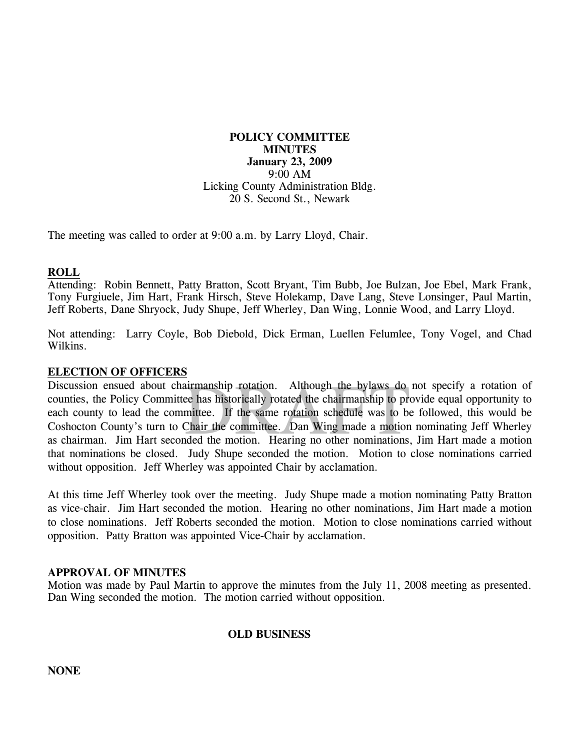**POLICY COMMITTEE**
**MINUTES**
**January 23, 2009**
9:00 AM
Licking County Administration Bldg.
20 S. Second St., Newark

The meeting was called to order at 9:00 a.m. by Larry Lloyd, Chair.

## ROLL

Attending: Robin Bennett, Patty Bratton, Scott Bryant, Tim Bubb, Joe Bulzan, Joe Ebel, Mark Frank, Tony Furgiuele, Jim Hart, Frank Hirsch, Steve Holekamp, Dave Lang, Steve Lonsinger, Paul Martin, Jeff Roberts, Dane Shryock, Judy Shupe, Jeff Wherley, Dan Wing, Lonnie Wood, and Larry Lloyd.

Not attending: Larry Coyle, Bob Diebold, Dick Erman, Luellen Felumlee, Tony Vogel, and Chad Wilkins.

## ELECTION OF OFFICERS

Discussion ensued about chairmanship rotation. Although the bylaws do not specify a rotation of counties, the Policy Committee has historically rotated the chairmanship to provide equal opportunity to each county to lead the committee. If the same rotation schedule was to be followed, this would be Coshocton County's turn to Chair the committee. Dan Wing made a motion nominating Jeff Wherley as chairman. Jim Hart seconded the motion. Hearing no other nominations, Jim Hart made a motion that nominations be closed. Judy Shupe seconded the motion. Motion to close nominations carried without opposition. Jeff Wherley was appointed Chair by acclamation.

At this time Jeff Wherley took over the meeting. Judy Shupe made a motion nominating Patty Bratton as vice-chair. Jim Hart seconded the motion. Hearing no other nominations, Jim Hart made a motion to close nominations. Jeff Roberts seconded the motion. Motion to close nominations carried without opposition. Patty Bratton was appointed Vice-Chair by acclamation.

## APPROVAL OF MINUTES

Motion was made by Paul Martin to approve the minutes from the July 11, 2008 meeting as presented. Dan Wing seconded the motion. The motion carried without opposition.

## OLD BUSINESS

**NONE**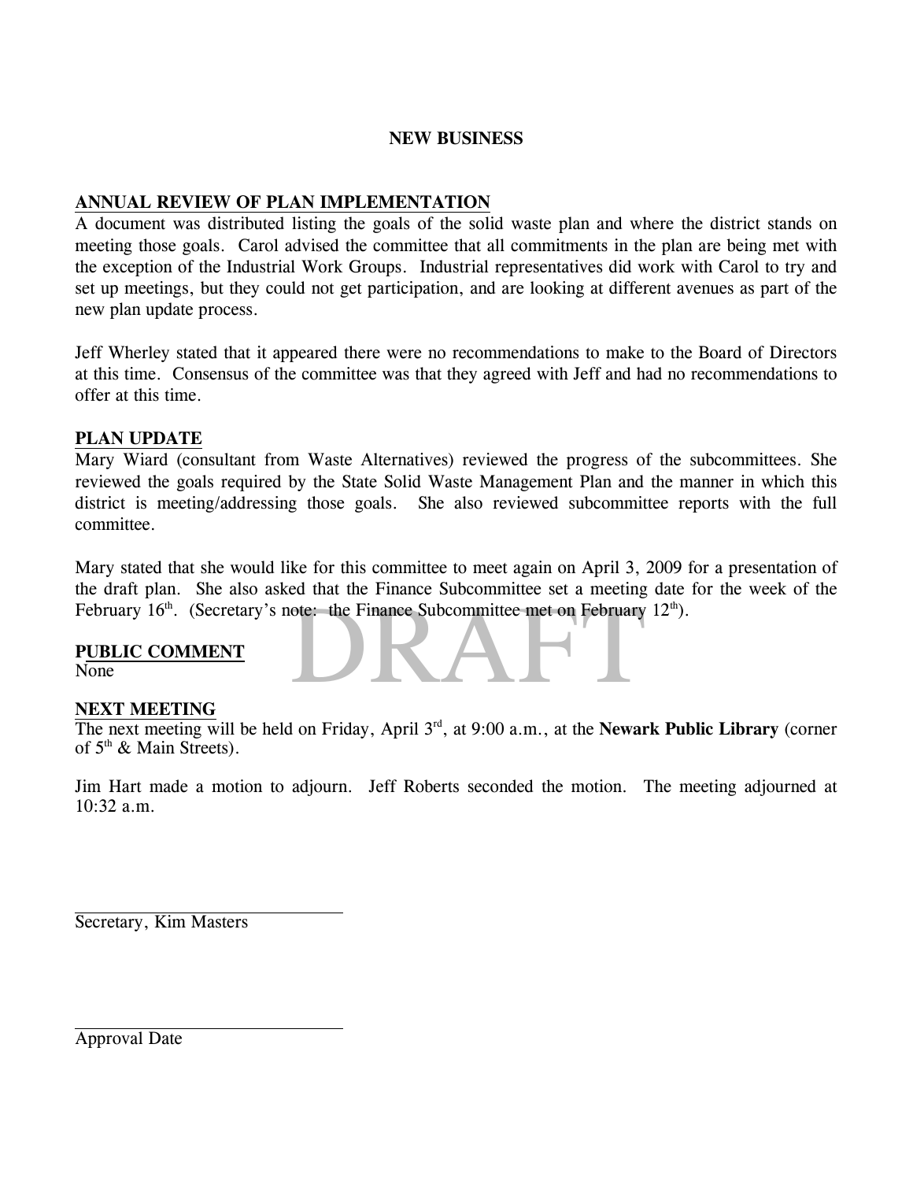## NEW BUSINESS

**ANNUAL REVIEW OF PLAN IMPLEMENTATION**

A document was distributed listing the goals of the solid waste plan and where the district stands on meeting those goals. Carol advised the committee that all commitments in the plan are being met with the exception of the Industrial Work Groups. Industrial representatives did work with Carol to try and set up meetings, but they could not get participation, and are looking at different avenues as part of the new plan update process.

Jeff Wherley stated that it appeared there were no recommendations to make to the Board of Directors at this time. Consensus of the committee was that they agreed with Jeff and had no recommendations to offer at this time.

**PLAN UPDATE**

Mary Wiard (consultant from Waste Alternatives) reviewed the progress of the subcommittees. She reviewed the goals required by the State Solid Waste Management Plan and the manner in which this district is meeting/addressing those goals. She also reviewed subcommittee reports with the full committee.

Mary stated that she would like for this committee to meet again on April 3, 2009 for a presentation of the draft plan. She also asked that the Finance Subcommittee set a meeting date for the week of the February 16th. (Secretary's note: the Finance Subcommittee met on February 12th).

DRAFT

**PUBLIC COMMENT**

None

**NEXT MEETING**

The next meeting will be held on Friday, April 3rd, at 9:00 a.m., at the **Newark Public Library** (corner of 5th & Main Streets).

Jim Hart made a motion to adjourn. Jeff Roberts seconded the motion. The meeting adjourned at 10:32 a.m.

______________________________
Secretary, Kim Masters

______________________________
Approval Date